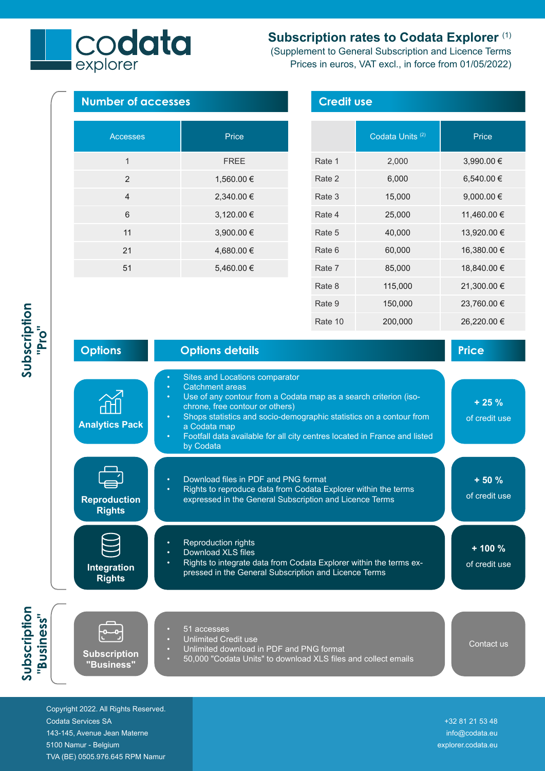codata explorer

# Subscription rates to Codata Explorer [1]

(Supplement to General Subscription and Licence Terms
Prices in euros, VAT excl., in force from 01/05/2022)

## Subscription "Pro"

### Number of accesses

| Accesses | Price |
|---|---|
| 1 | FREE |
| 2 | 1,560.00 € |
| 4 | 2,340.00 € |
| 6 | 3,120.00 € |
| 11 | 3,900.00 € |
| 21 | 4,680.00 € |
| 51 | 5,460.00 € |

### Credit use

| | Codata Units [2] | Price |
|---|---|---|
| Rate 1 | 2,000 | 3,990.00 € |
| Rate 2 | 6,000 | 6,540.00 € |
| Rate 3 | 15,000 | 9,000.00 € |
| Rate 4 | 25,000 | 11,460.00 € |
| Rate 5 | 40,000 | 13,920.00 € |
| Rate 6 | 60,000 | 16,380.00 € |
| Rate 7 | 85,000 | 18,840.00 € |
| Rate 8 | 115,000 | 21,300.00 € |
| Rate 9 | 150,000 | 23,760.00 € |
| Rate 10 | 200,000 | 26,220.00 € |

### Options

| Options | Options details | Price |
|---|---|---|
| **Analytics Pack** | • Sites and Locations comparator<br>• Catchment areas<br>• Use of any contour from a Codata map as a search criterion (iso-chrone, free contour or others)<br>• Shops statistics and socio-demographic statistics on a contour from a Codata map<br>• Footfall data available for all city centres located in France and listed by Codata | **+ 25 %** of credit use |
| **Reproduction Rights** | • Download files in PDF and PNG format<br>• Rights to reproduce data from Codata Explorer within the terms expressed in the General Subscription and Licence Terms | **+ 50 %** of credit use |
| **Integration Rights** | • Reproduction rights<br>• Download XLS files<br>• Rights to integrate data from Codata Explorer within the terms expressed in the General Subscription and Licence Terms | **+ 100 %** of credit use |

## Subscription "Business"

| | | |
|---|---|---|
| **Subscription "Business"** | • 51 accesses<br>• Unlimited Credit use<br>• Unlimited download in PDF and PNG format<br>• 50,000 "Codata Units" to download XLS files and collect emails | Contact us |

Copyright 2022. All Rights Reserved.
Codata Services SA
143-145, Avenue Jean Materne
5100 Namur - Belgium
TVA (BE) 0505.976.645 RPM Namur

+32 81 21 53 48
info@codata.eu
explorer.codata.eu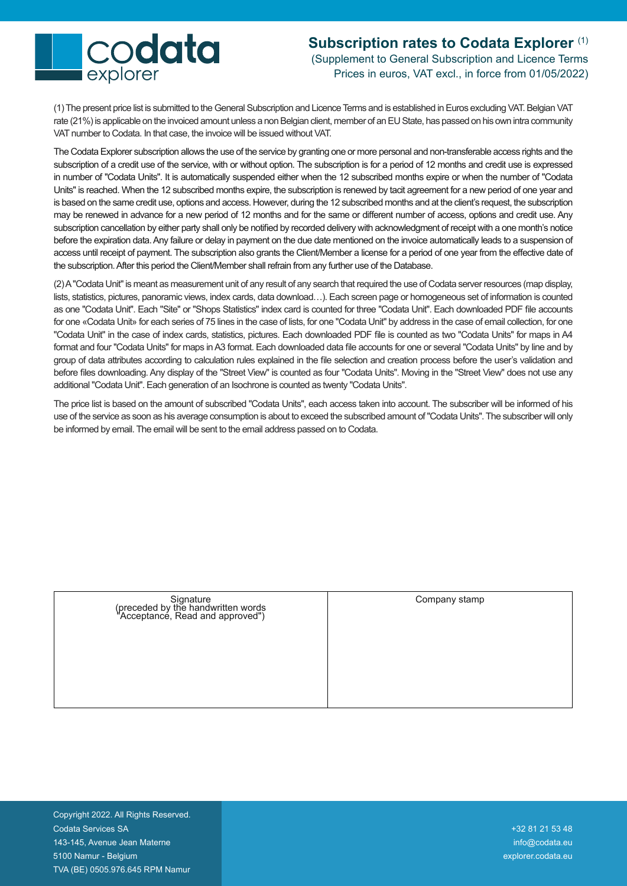# Subscription rates to Codata Explorer (1)

(Supplement to General Subscription and Licence Terms
Prices in euros, VAT excl., in force from 01/05/2022)

(1) The present price list is submitted to the General Subscription and Licence Terms and is established in Euros excluding VAT. Belgian VAT rate (21%) is applicable on the invoiced amount unless a non Belgian client, member of an EU State, has passed on his own intra community VAT number to Codata. In that case, the invoice will be issued without VAT.

The Codata Explorer subscription allows the use of the service by granting one or more personal and non-transferable access rights and the subscription of a credit use of the service, with or without option. The subscription is for a period of 12 months and credit use is expressed in number of "Codata Units". It is automatically suspended either when the 12 subscribed months expire or when the number of "Codata Units" is reached. When the 12 subscribed months expire, the subscription is renewed by tacit agreement for a new period of one year and is based on the same credit use, options and access. However, during the 12 subscribed months and at the client's request, the subscription may be renewed in advance for a new period of 12 months and for the same or different number of access, options and credit use. Any subscription cancellation by either party shall only be notified by recorded delivery with acknowledgment of receipt with a one month's notice before the expiration data. Any failure or delay in payment on the due date mentioned on the invoice automatically leads to a suspension of access until receipt of payment. The subscription also grants the Client/Member a license for a period of one year from the effective date of the subscription. After this period the Client/Member shall refrain from any further use of the Database.

(2) A "Codata Unit" is meant as measurement unit of any result of any search that required the use of Codata server resources (map display, lists, statistics, pictures, panoramic views, index cards, data download…). Each screen page or homogeneous set of information is counted as one "Codata Unit". Each "Site" or "Shops Statistics" index card is counted for three "Codata Unit". Each downloaded PDF file accounts for one «Codata Unit» for each series of 75 lines in the case of lists, for one "Codata Unit" by address in the case of email collection, for one "Codata Unit" in the case of index cards, statistics, pictures. Each downloaded PDF file is counted as two "Codata Units" for maps in A4 format and four "Codata Units" for maps in A3 format. Each downloaded data file accounts for one or several "Codata Units" by line and by group of data attributes according to calculation rules explained in the file selection and creation process before the user's validation and before files downloading. Any display of the "Street View" is counted as four "Codata Units". Moving in the "Street View" does not use any additional "Codata Unit". Each generation of an Isochrone is counted as twenty "Codata Units".

The price list is based on the amount of subscribed "Codata Units", each access taken into account. The subscriber will be informed of his use of the service as soon as his average consumption is about to exceed the subscribed amount of "Codata Units". The subscriber will only be informed by email. The email will be sent to the email address passed on to Codata.

| Signature (preceded by the handwritten words "Acceptance, Read and approved") | Company stamp |
|---|---|
| | |

Copyright 2022. All Rights Reserved.
Codata Services SA
143-145, Avenue Jean Materne
5100 Namur - Belgium
TVA (BE) 0505.976.645 RPM Namur

+32 81 21 53 48
info@codata.eu
explorer.codata.eu